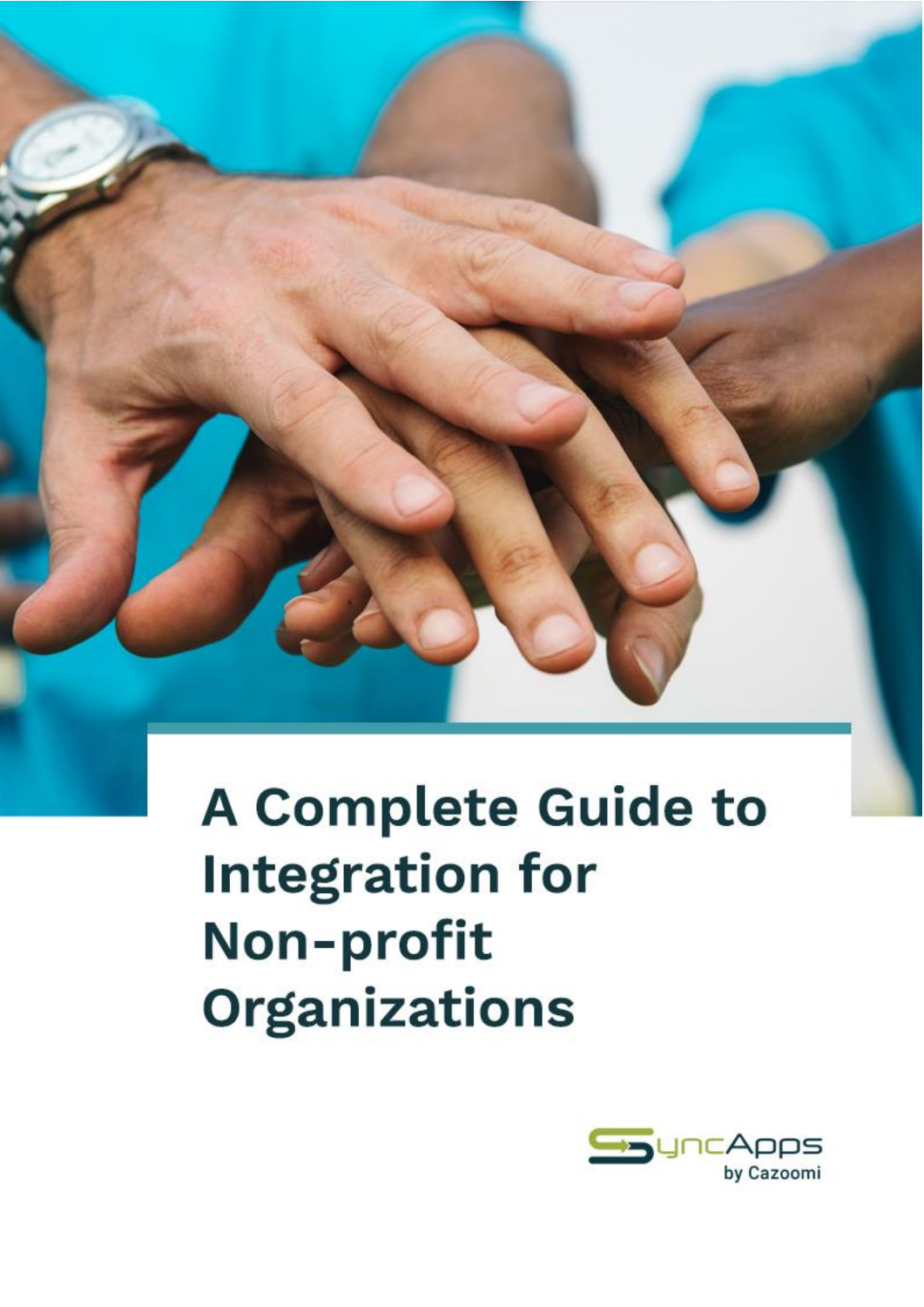# A Complete Guide to Integration for Non-profit Organizations

SyncApps by Cazoomi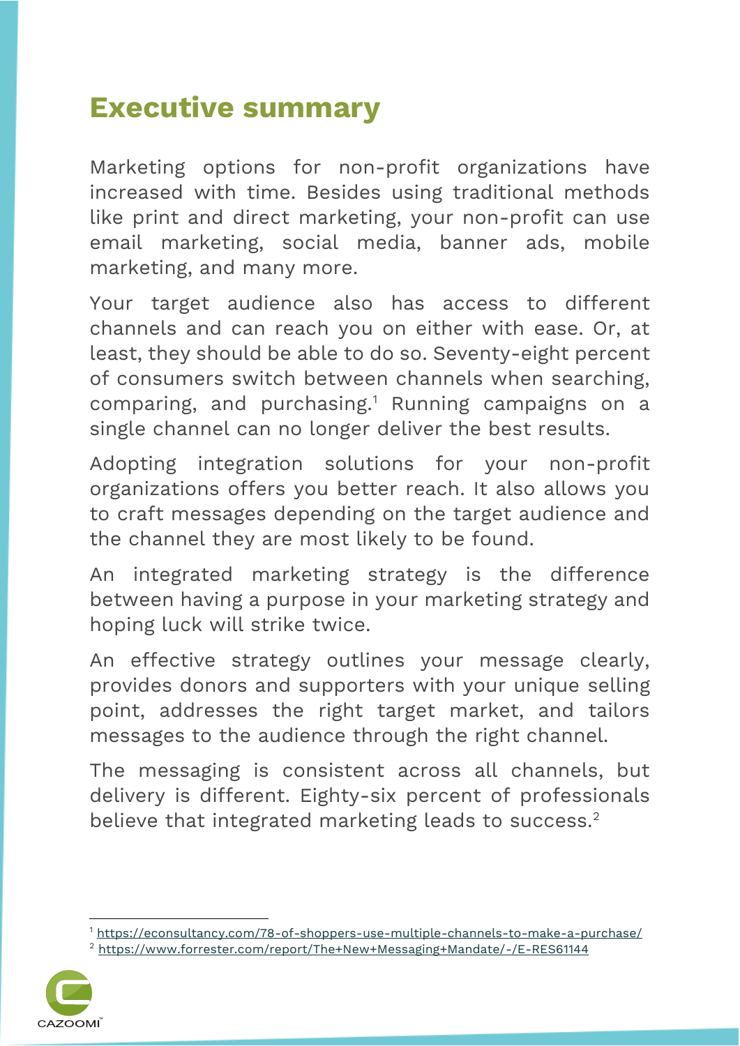## Executive summary

Marketing options for non-profit organizations have increased with time. Besides using traditional methods like print and direct marketing, your non-profit can use email marketing, social media, banner ads, mobile marketing, and many more.

Your target audience also has access to different channels and can reach you on either with ease. Or, at least, they should be able to do so. Seventy-eight percent of consumers switch between channels when searching, comparing, and purchasing.[1] Running campaigns on a single channel can no longer deliver the best results.

Adopting integration solutions for your non-profit organizations offers you better reach. It also allows you to craft messages depending on the target audience and the channel they are most likely to be found.

An integrated marketing strategy is the difference between having a purpose in your marketing strategy and hoping luck will strike twice.

An effective strategy outlines your message clearly, provides donors and supporters with your unique selling point, addresses the right target market, and tailors messages to the audience through the right channel.

The messaging is consistent across all channels, but delivery is different. Eighty-six percent of professionals believe that integrated marketing leads to success.[2]

---

[1] https://econsultancy.com/78-of-shoppers-use-multiple-channels-to-make-a-purchase/

[2] https://www.forrester.com/report/The+New+Messaging+Mandate/-/E-RES61144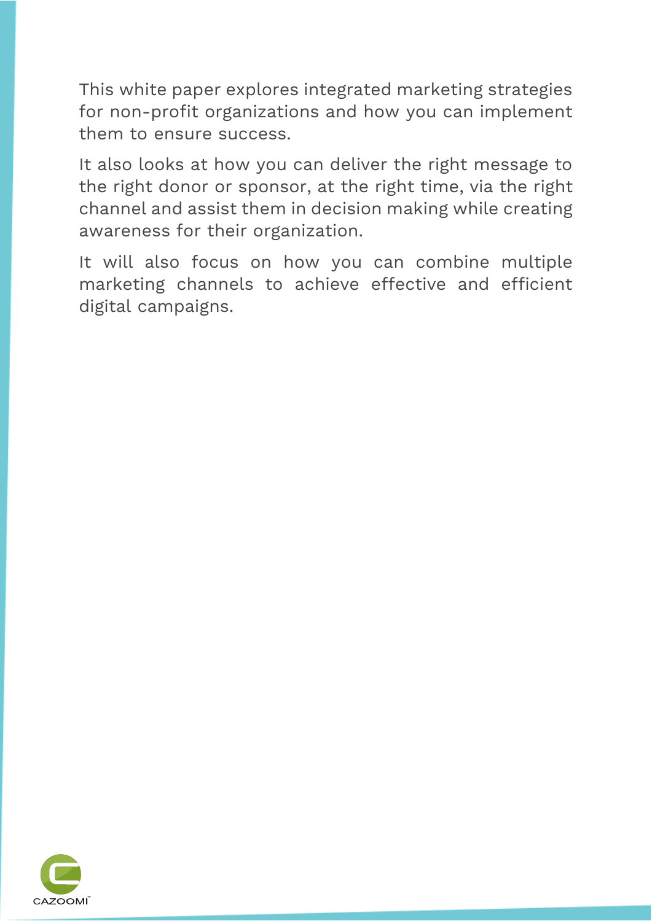This white paper explores integrated marketing strategies for non-profit organizations and how you can implement them to ensure success.

It also looks at how you can deliver the right message to the right donor or sponsor, at the right time, via the right channel and assist them in decision making while creating awareness for their organization.

It will also focus on how you can combine multiple marketing channels to achieve effective and efficient digital campaigns.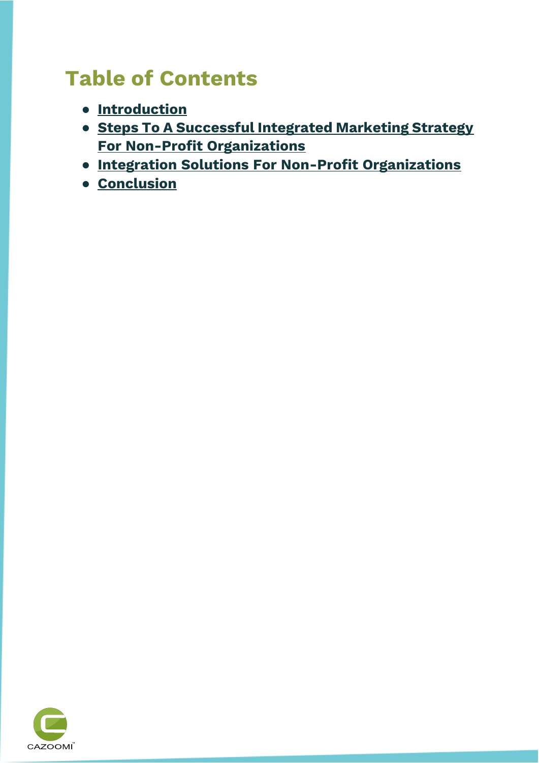# Table of Contents

- **Introduction**
- **Steps To A Successful Integrated Marketing Strategy For Non-Profit Organizations**
- **Integration Solutions For Non-Profit Organizations**
- **Conclusion**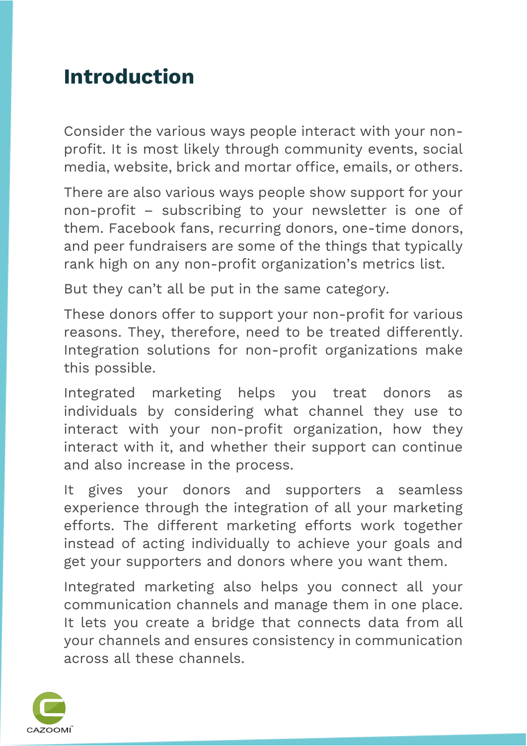# Introduction

Consider the various ways people interact with your non-profit. It is most likely through community events, social media, website, brick and mortar office, emails, or others.

There are also various ways people show support for your non-profit – subscribing to your newsletter is one of them. Facebook fans, recurring donors, one-time donors, and peer fundraisers are some of the things that typically rank high on any non-profit organization's metrics list.

But they can't all be put in the same category.

These donors offer to support your non-profit for various reasons. They, therefore, need to be treated differently. Integration solutions for non-profit organizations make this possible.

Integrated marketing helps you treat donors as individuals by considering what channel they use to interact with your non-profit organization, how they interact with it, and whether their support can continue and also increase in the process.

It gives your donors and supporters a seamless experience through the integration of all your marketing efforts. The different marketing efforts work together instead of acting individually to achieve your goals and get your supporters and donors where you want them.

Integrated marketing also helps you connect all your communication channels and manage them in one place. It lets you create a bridge that connects data from all your channels and ensures consistency in communication across all these channels.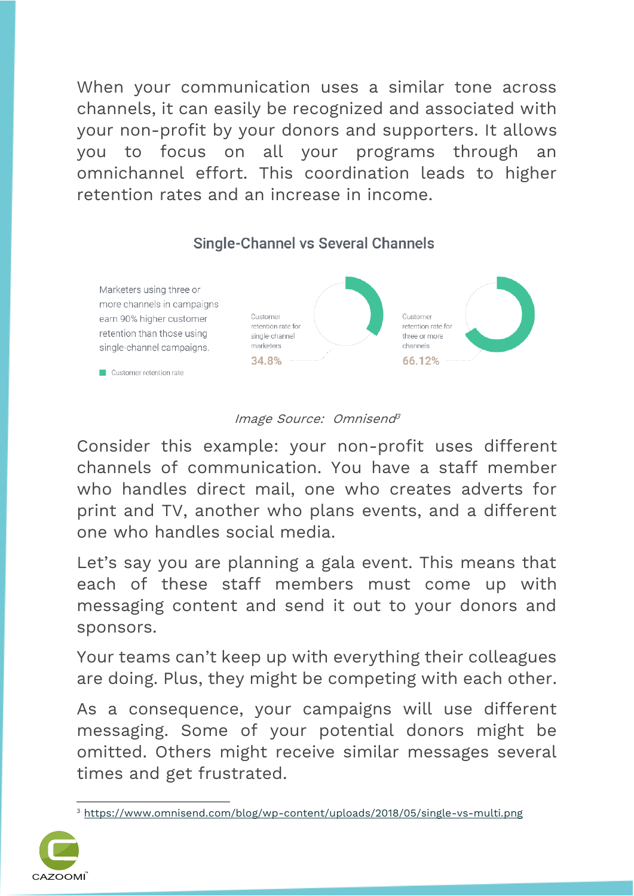When your communication uses a similar tone across channels, it can easily be recognized and associated with your non-profit by your donors and supporters. It allows you to focus on all your programs through an omnichannel effort. This coordination leads to higher retention rates and an increase in income.

**Single-Channel vs Several Channels**

Marketers using three or more channels in campaigns earn 90% higher customer retention than those using single-channel campaigns.

Customer retention rate

Customer retention rate for single-channel marketers: 34.8%

Customer retention rate for three or more channels: 66.12%

*Image Source: Omnisend*[3]

Consider this example: your non-profit uses different channels of communication. You have a staff member who handles direct mail, one who creates adverts for print and TV, another who plans events, and a different one who handles social media.

Let's say you are planning a gala event. This means that each of these staff members must come up with messaging content and send it out to your donors and sponsors.

Your teams can't keep up with everything their colleagues are doing. Plus, they might be competing with each other.

As a consequence, your campaigns will use different messaging. Some of your potential donors might be omitted. Others might receive similar messages several times and get frustrated.

[3] https://www.omnisend.com/blog/wp-content/uploads/2018/05/single-vs-multi.png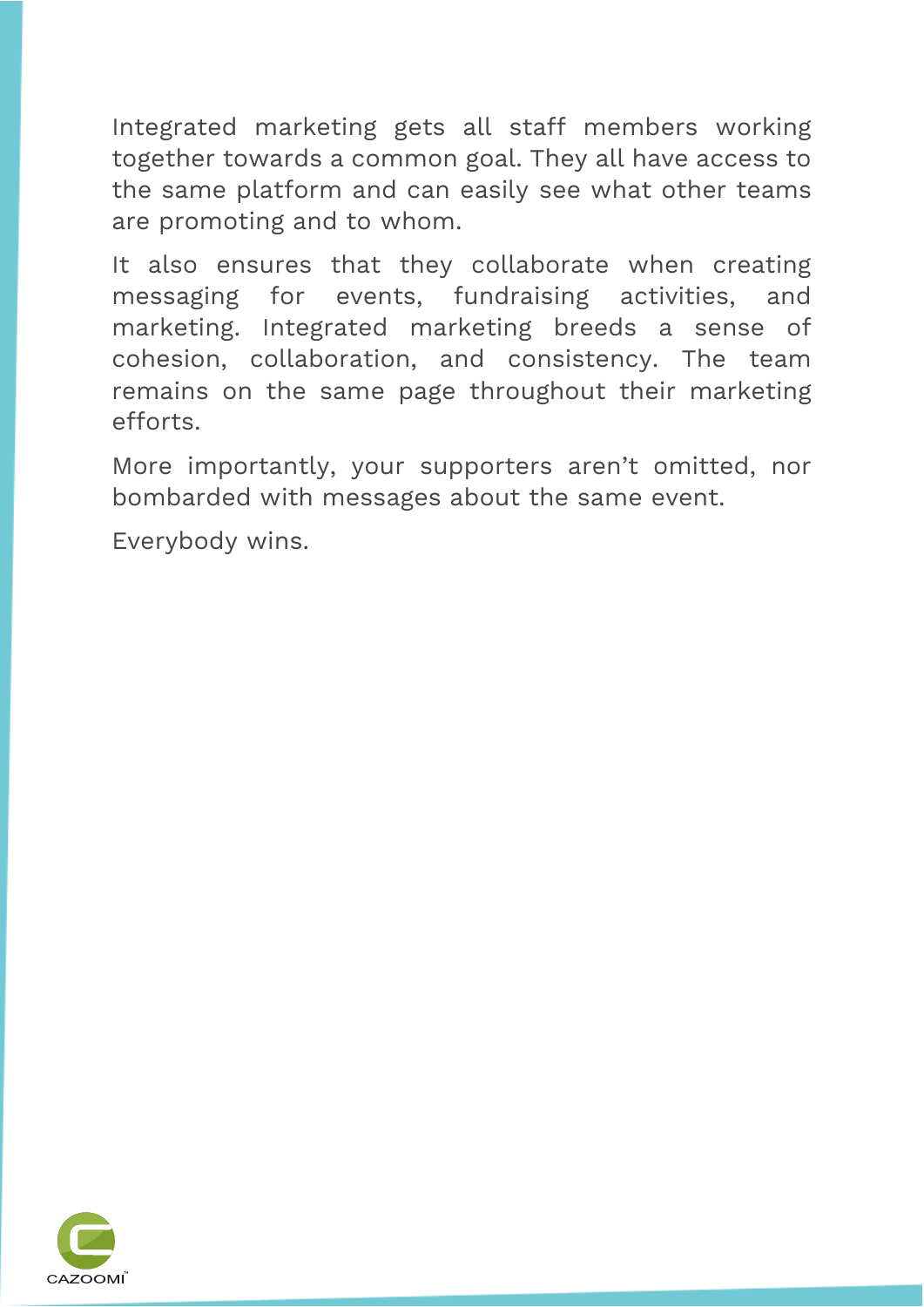Integrated marketing gets all staff members working together towards a common goal. They all have access to the same platform and can easily see what other teams are promoting and to whom.

It also ensures that they collaborate when creating messaging for events, fundraising activities, and marketing. Integrated marketing breeds a sense of cohesion, collaboration, and consistency. The team remains on the same page throughout their marketing efforts.

More importantly, your supporters aren't omitted, nor bombarded with messages about the same event.

Everybody wins.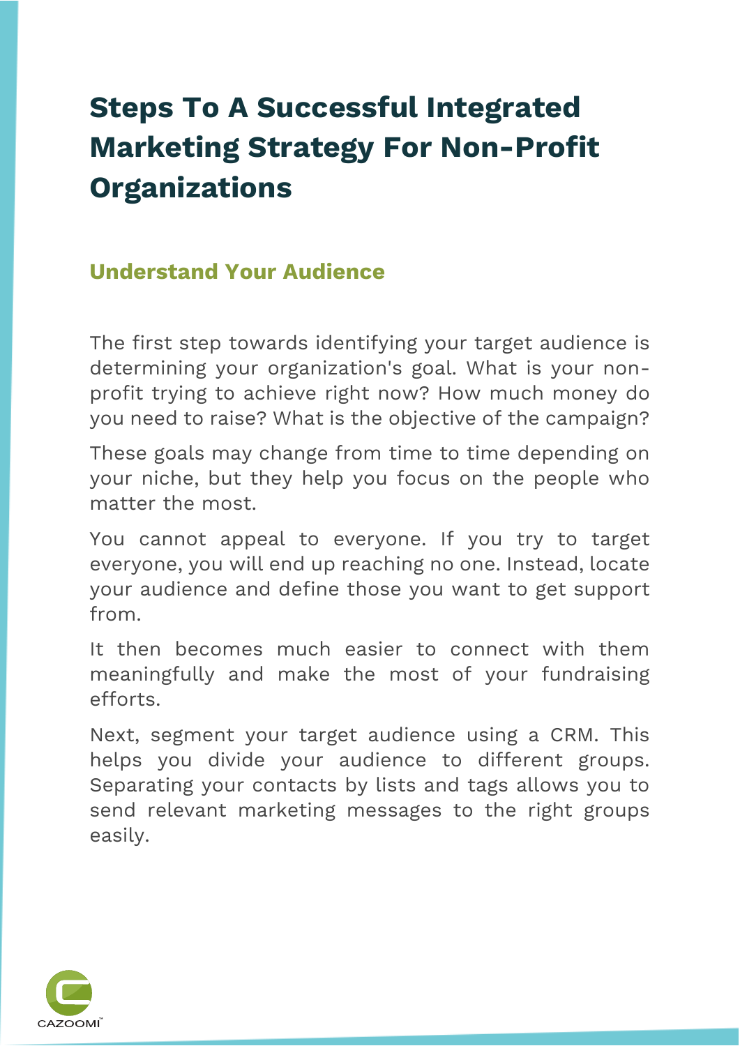# Steps To A Successful Integrated Marketing Strategy For Non-Profit Organizations

## Understand Your Audience

The first step towards identifying your target audience is determining your organization's goal. What is your non-profit trying to achieve right now? How much money do you need to raise? What is the objective of the campaign?

These goals may change from time to time depending on your niche, but they help you focus on the people who matter the most.

You cannot appeal to everyone. If you try to target everyone, you will end up reaching no one. Instead, locate your audience and define those you want to get support from.

It then becomes much easier to connect with them meaningfully and make the most of your fundraising efforts.

Next, segment your target audience using a CRM. This helps you divide your audience to different groups. Separating your contacts by lists and tags allows you to send relevant marketing messages to the right groups easily.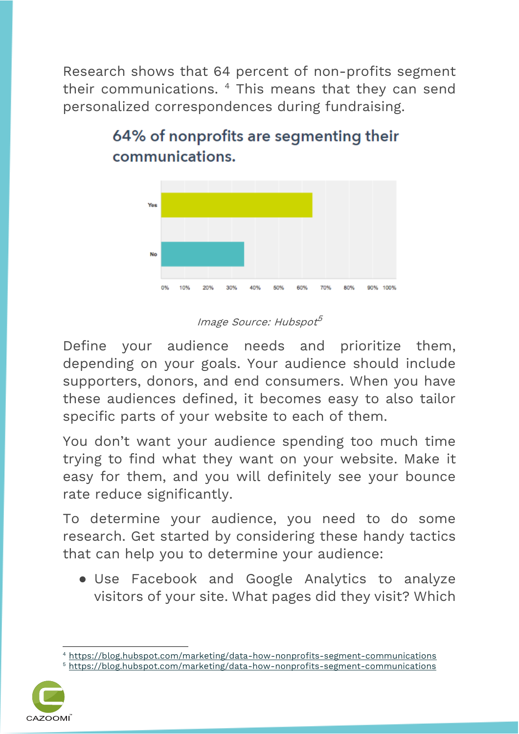Research shows that 64 percent of non-profits segment their communications. [4] This means that they can send personalized correspondences during fundraising.

64% of nonprofits are segmenting their communications.

*Image Source: Hubspot*[5]

Define your audience needs and prioritize them, depending on your goals. Your audience should include supporters, donors, and end consumers. When you have these audiences defined, it becomes easy to also tailor specific parts of your website to each of them.

You don't want your audience spending too much time trying to find what they want on your website. Make it easy for them, and you will definitely see your bounce rate reduce significantly.

To determine your audience, you need to do some research. Get started by considering these handy tactics that can help you to determine your audience:

- Use Facebook and Google Analytics to analyze visitors of your site. What pages did they visit? Which

---

[4] https://blog.hubspot.com/marketing/data-how-nonprofits-segment-communications

[5] https://blog.hubspot.com/marketing/data-how-nonprofits-segment-communications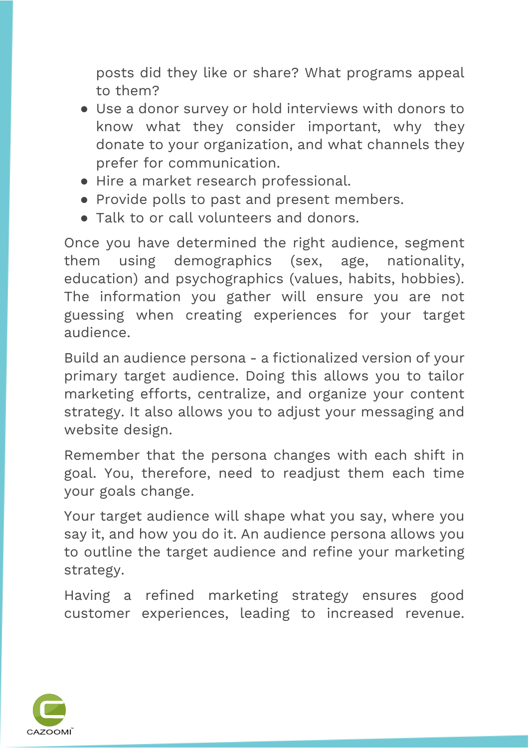posts did they like or share? What programs appeal to them?

- Use a donor survey or hold interviews with donors to know what they consider important, why they donate to your organization, and what channels they prefer for communication.
- Hire a market research professional.
- Provide polls to past and present members.
- Talk to or call volunteers and donors.

Once you have determined the right audience, segment them using demographics (sex, age, nationality, education) and psychographics (values, habits, hobbies). The information you gather will ensure you are not guessing when creating experiences for your target audience.

Build an audience persona - a fictionalized version of your primary target audience. Doing this allows you to tailor marketing efforts, centralize, and organize your content strategy. It also allows you to adjust your messaging and website design.

Remember that the persona changes with each shift in goal. You, therefore, need to readjust them each time your goals change.

Your target audience will shape what you say, where you say it, and how you do it. An audience persona allows you to outline the target audience and refine your marketing strategy.

Having a refined marketing strategy ensures good customer experiences, leading to increased revenue.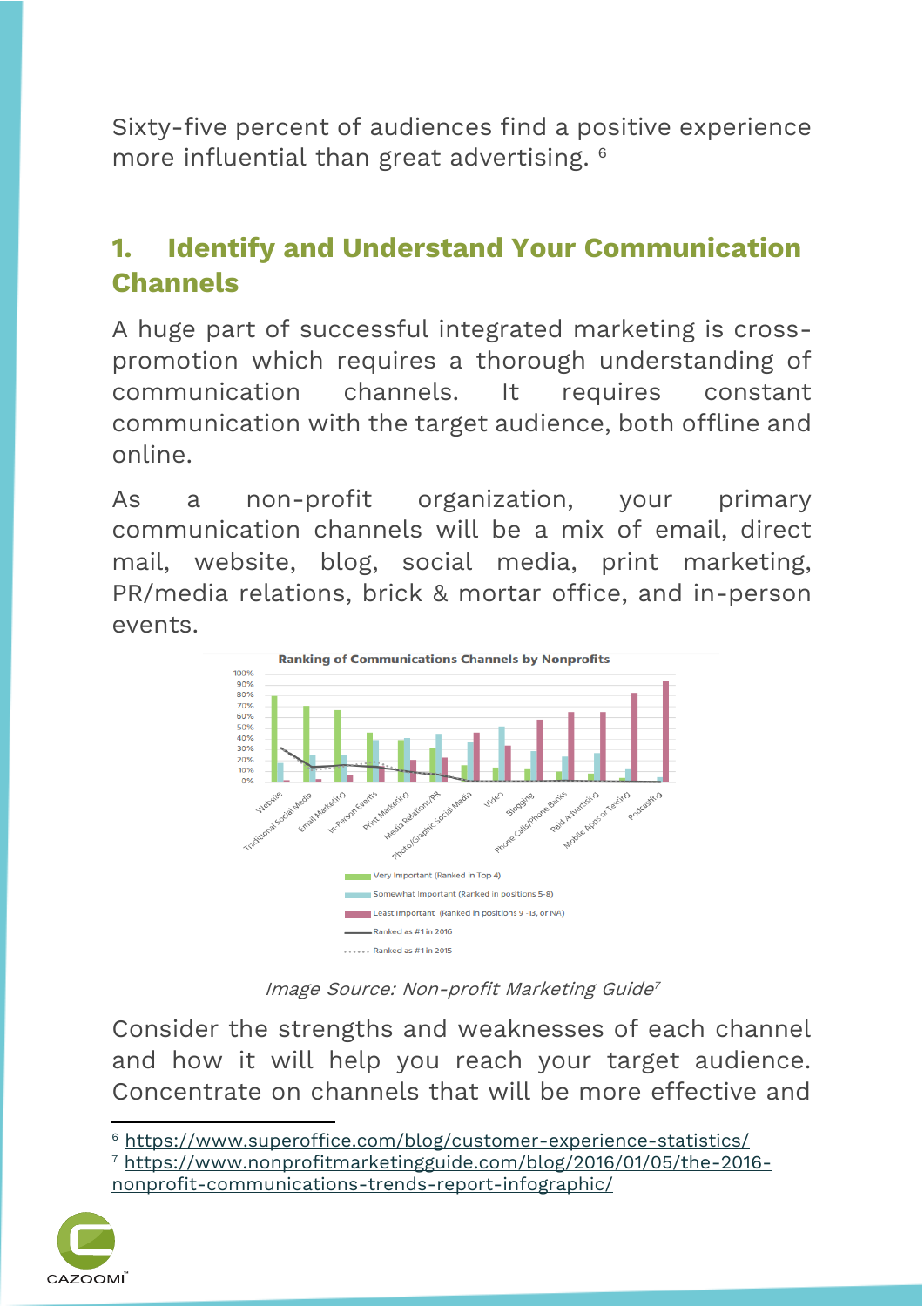Sixty-five percent of audiences find a positive experience more influential than great advertising. [6]

## 1. Identify and Understand Your Communication Channels

A huge part of successful integrated marketing is cross-promotion which requires a thorough understanding of communication channels. It requires constant communication with the target audience, both offline and online.

As a non-profit organization, your primary communication channels will be a mix of email, direct mail, website, blog, social media, print marketing, PR/media relations, brick & mortar office, and in-person events.

*Image Source: Non-profit Marketing Guide*[7]

Consider the strengths and weaknesses of each channel and how it will help you reach your target audience. Concentrate on channels that will be more effective and

---

[6] https://www.superoffice.com/blog/customer-experience-statistics/

[7] https://www.nonprofitmarketingguide.com/blog/2016/01/05/the-2016-nonprofit-communications-trends-report-infographic/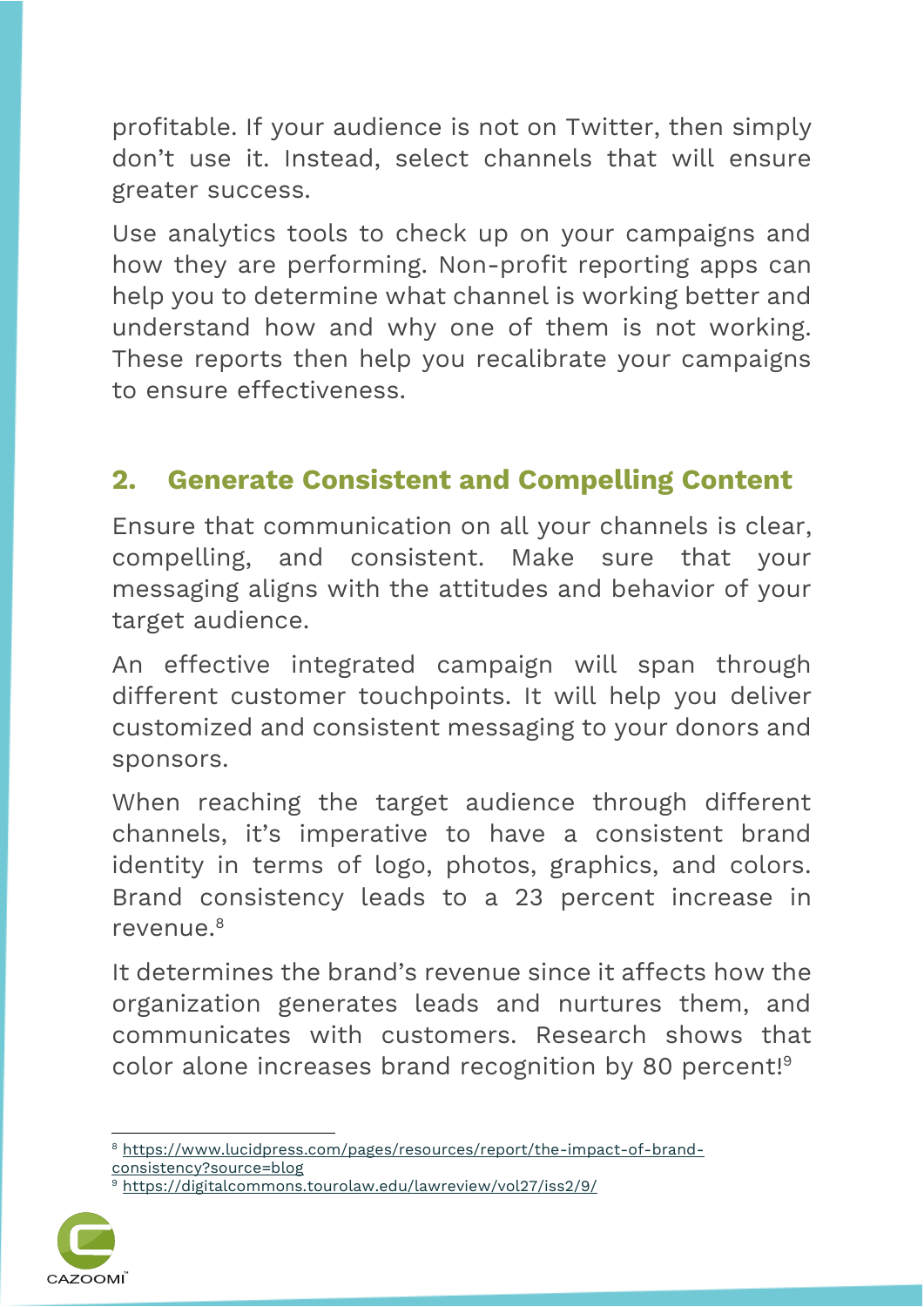profitable. If your audience is not on Twitter, then simply don't use it. Instead, select channels that will ensure greater success.

Use analytics tools to check up on your campaigns and how they are performing. Non-profit reporting apps can help you to determine what channel is working better and understand how and why one of them is not working. These reports then help you recalibrate your campaigns to ensure effectiveness.

## 2. Generate Consistent and Compelling Content

Ensure that communication on all your channels is clear, compelling, and consistent. Make sure that your messaging aligns with the attitudes and behavior of your target audience.

An effective integrated campaign will span through different customer touchpoints. It will help you deliver customized and consistent messaging to your donors and sponsors.

When reaching the target audience through different channels, it's imperative to have a consistent brand identity in terms of logo, photos, graphics, and colors. Brand consistency leads to a 23 percent increase in revenue.[8]

It determines the brand's revenue since it affects how the organization generates leads and nurtures them, and communicates with customers. Research shows that color alone increases brand recognition by 80 percent![9]

---

[8] https://www.lucidpress.com/pages/resources/report/the-impact-of-brand-consistency?source=blog

[9] https://digitalcommons.tourolaw.edu/lawreview/vol27/iss2/9/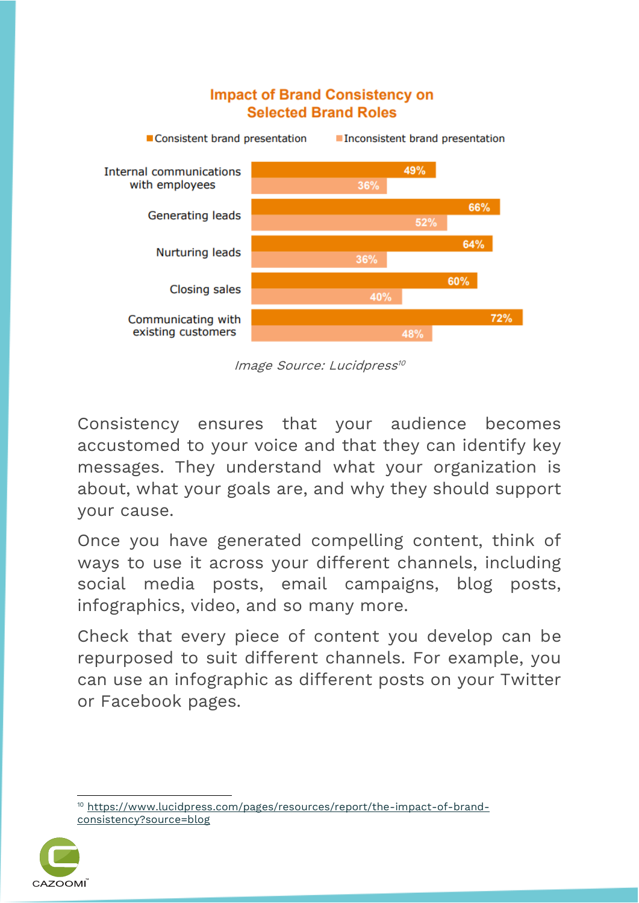**Impact of Brand Consistency on Selected Brand Roles**

| | Consistent brand presentation | Inconsistent brand presentation |
|---|---|---|
| Internal communications with employees | 49% | 36% |
| Generating leads | 66% | 52% |
| Nurturing leads | 64% | 36% |
| Closing sales | 60% | 40% |
| Communicating with existing customers | 72% | 48% |

*Image Source: Lucidpress*[10]

Consistency ensures that your audience becomes accustomed to your voice and that they can identify key messages. They understand what your organization is about, what your goals are, and why they should support your cause.

Once you have generated compelling content, think of ways to use it across your different channels, including social media posts, email campaigns, blog posts, infographics, video, and so many more.

Check that every piece of content you develop can be repurposed to suit different channels. For example, you can use an infographic as different posts on your Twitter or Facebook pages.

---

[10] https://www.lucidpress.com/pages/resources/report/the-impact-of-brand-consistency?source=blog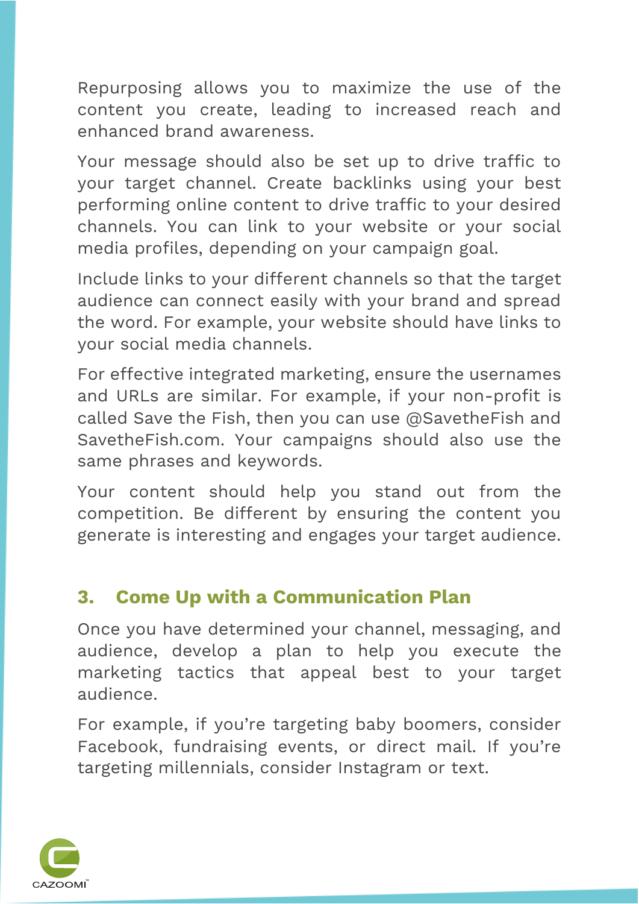Repurposing allows you to maximize the use of the content you create, leading to increased reach and enhanced brand awareness.

Your message should also be set up to drive traffic to your target channel. Create backlinks using your best performing online content to drive traffic to your desired channels. You can link to your website or your social media profiles, depending on your campaign goal.

Include links to your different channels so that the target audience can connect easily with your brand and spread the word. For example, your website should have links to your social media channels.

For effective integrated marketing, ensure the usernames and URLs are similar. For example, if your non-profit is called Save the Fish, then you can use @SavetheFish and SavetheFish.com. Your campaigns should also use the same phrases and keywords.

Your content should help you stand out from the competition. Be different by ensuring the content you generate is interesting and engages your target audience.

### 3. Come Up with a Communication Plan

Once you have determined your channel, messaging, and audience, develop a plan to help you execute the marketing tactics that appeal best to your target audience.

For example, if you're targeting baby boomers, consider Facebook, fundraising events, or direct mail. If you're targeting millennials, consider Instagram or text.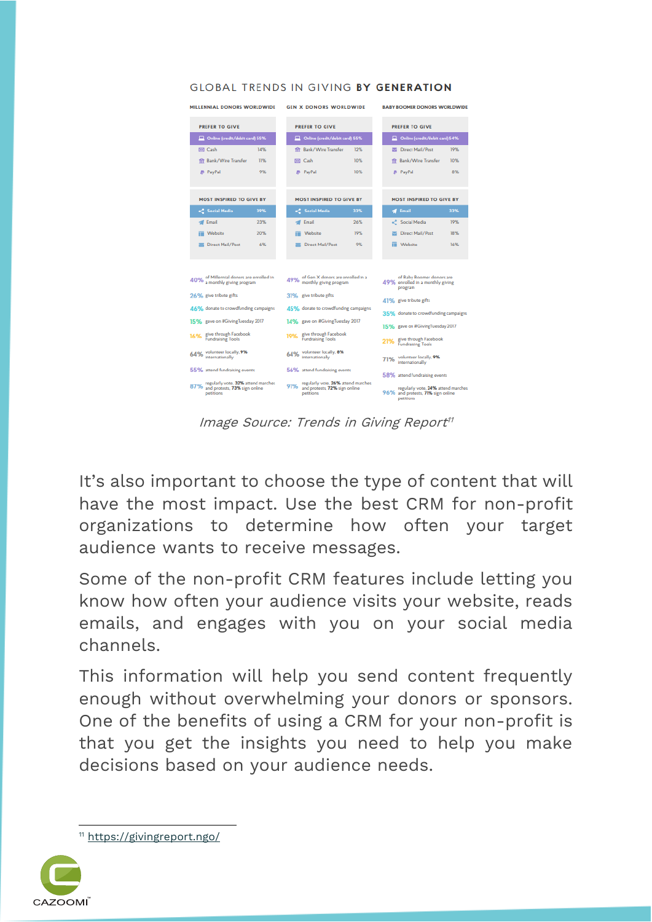## GLOBAL TRENDS IN GIVING BY GENERATION

| MILLENNIAL DONORS WORLDWIDE | | GEN X DONORS WORLDWIDE | | BABY BOOMER DONORS WORLDWIDE | |
|---|---|---|---|---|---|
| **PREFER TO GIVE** | | **PREFER TO GIVE** | | **PREFER TO GIVE** | |
| Online (credit/debit card) | 55% | Online (credit/debit card) | 55% | Online (credit/debit card) | 54% |
| Cash | 14% | Bank/Wire Transfer | 12% | Direct Mail/Post | 19% |
| Bank/Wire Transfer | 11% | Cash | 10% | Bank/Wire Transfer | 10% |
| PayPal | 9% | PayPal | 10% | PayPal | 8% |
| **MOST INSPIRED TO GIVE BY** | | **MOST INSPIRED TO GIVE BY** | | **MOST INSPIRED TO GIVE BY** | |
| Social Media | 39% | Social Media | 33% | Email | 33% |
| Email | 23% | Email | 26% | Social Media | 19% |
| Website | 20% | Website | 19% | Direct Mail/Post | 18% |
| Direct Mail/Post | 6% | Direct Mail/Post | 9% | Website | 16% |

| Millennial | Gen X | Baby Boomer |
|---|---|---|
| 40% of Millennial donors are enrolled in a monthly giving program | 49% of Gen X donors are enrolled in a monthly giving program | 49% of Baby Boomer donors are enrolled in a monthly giving program |
| 26% give tribute gifts | 31% give tribute gifts | 41% give tribute gifts |
| 46% donate to crowdfunding campaigns | 45% donate to crowdfunding campaigns | 35% donate to crowdfunding campaigns |
| 15% gave on #GivingTuesday 2017 | 14% gave on #GivingTuesday 2017 | 15% gave on #GivingTuesday 2017 |
| 16% give through Facebook Fundraising Tools | 19% give through Facebook Fundraising Tools | 21% give through Facebook Fundraising Tools |
| 64% volunteer locally, 9% internationally | 64% volunteer locally, 8% internationally | 71% volunteer locally, 9% internationally |
| 55% attend fundraising events | 56% attend fundraising events | 58% attend fundraising events |
| 87% regularly vote, 32% attend marches and protests, 73% sign online petitions | 91% regularly vote, 26% attend marches and protests, 72% sign online petitions | 96% regularly vote, 24% attend marches and protests, 71% sign online petitions |

*Image Source: Trends in Giving Report*[11]

It's also important to choose the type of content that will have the most impact. Use the best CRM for non-profit organizations to determine how often your target audience wants to receive messages.

Some of the non-profit CRM features include letting you know how often your audience visits your website, reads emails, and engages with you on your social media channels.

This information will help you send content frequently enough without overwhelming your donors or sponsors. One of the benefits of using a CRM for your non-profit is that you get the insights you need to help you make decisions based on your audience needs.

[11] https://givingreport.ngo/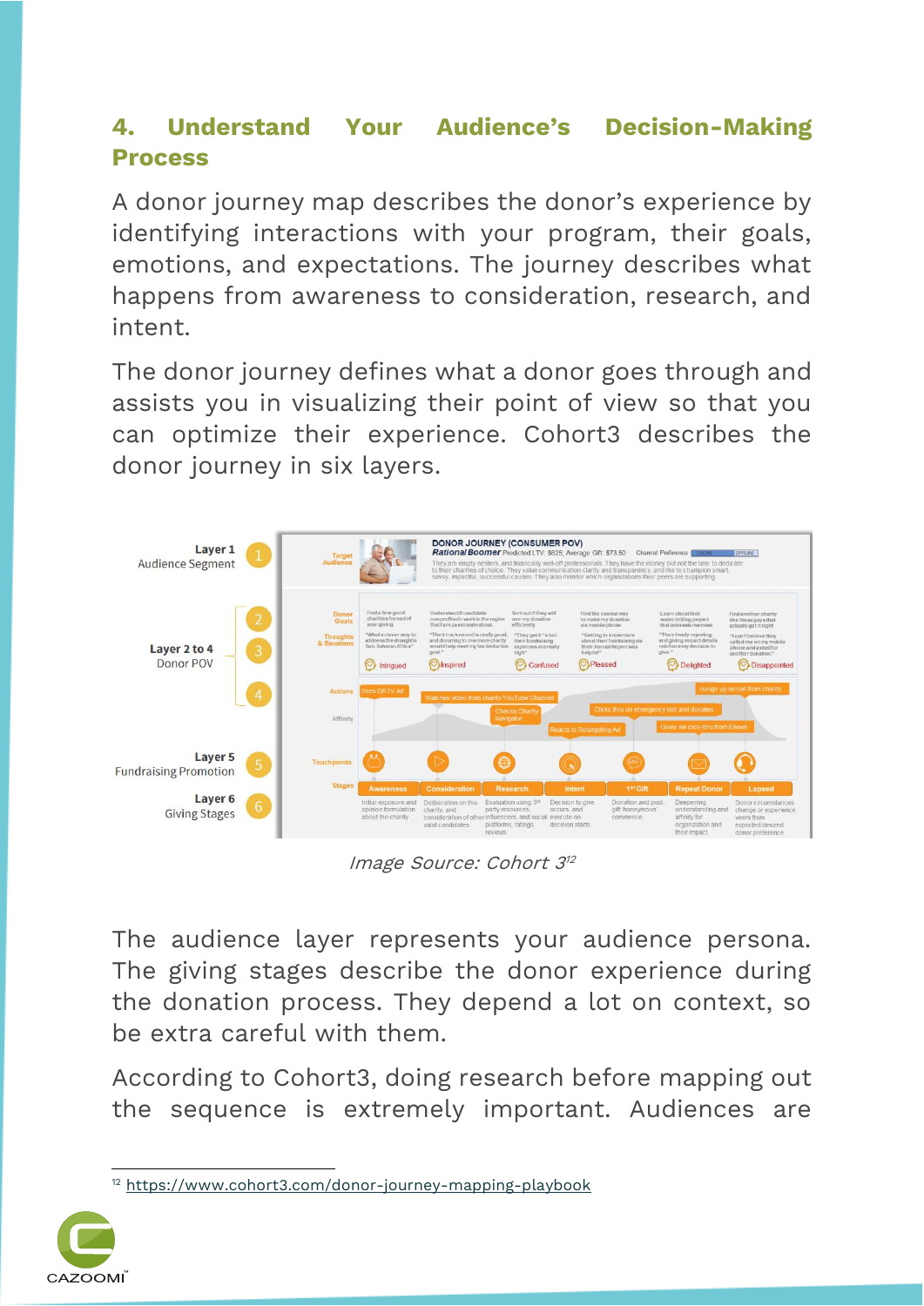## 4. Understand Your Audience's Decision-Making Process

A donor journey map describes the donor's experience by identifying interactions with your program, their goals, emotions, and expectations. The journey describes what happens from awareness to consideration, research, and intent.

The donor journey defines what a donor goes through and assists you in visualizing their point of view so that you can optimize their experience. Cohort3 describes the donor journey in six layers.

*Image Source: Cohort 3*[12]

The audience layer represents your audience persona. The giving stages describe the donor experience during the donation process. They depend a lot on context, so be extra careful with them.

According to Cohort3, doing research before mapping out the sequence is extremely important. Audiences are

---

[12] https://www.cohort3.com/donor-journey-mapping-playbook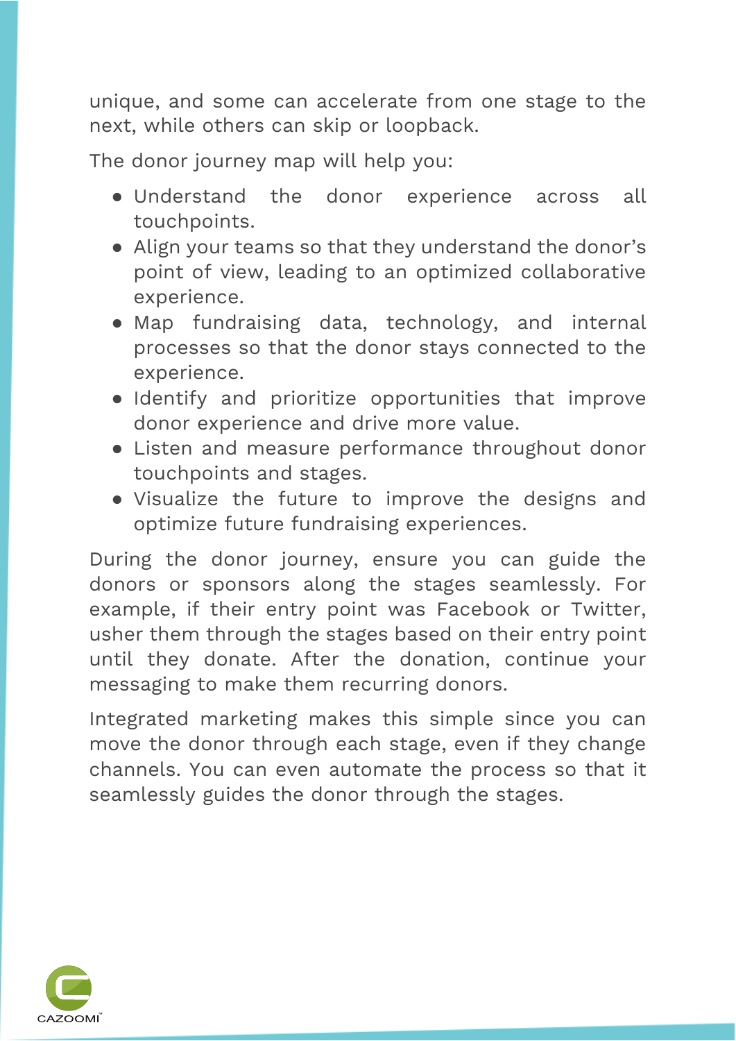unique, and some can accelerate from one stage to the next, while others can skip or loopback.

The donor journey map will help you:

- Understand the donor experience across all touchpoints.
- Align your teams so that they understand the donor's point of view, leading to an optimized collaborative experience.
- Map fundraising data, technology, and internal processes so that the donor stays connected to the experience.
- Identify and prioritize opportunities that improve donor experience and drive more value.
- Listen and measure performance throughout donor touchpoints and stages.
- Visualize the future to improve the designs and optimize future fundraising experiences.

During the donor journey, ensure you can guide the donors or sponsors along the stages seamlessly. For example, if their entry point was Facebook or Twitter, usher them through the stages based on their entry point until they donate. After the donation, continue your messaging to make them recurring donors.

Integrated marketing makes this simple since you can move the donor through each stage, even if they change channels. You can even automate the process so that it seamlessly guides the donor through the stages.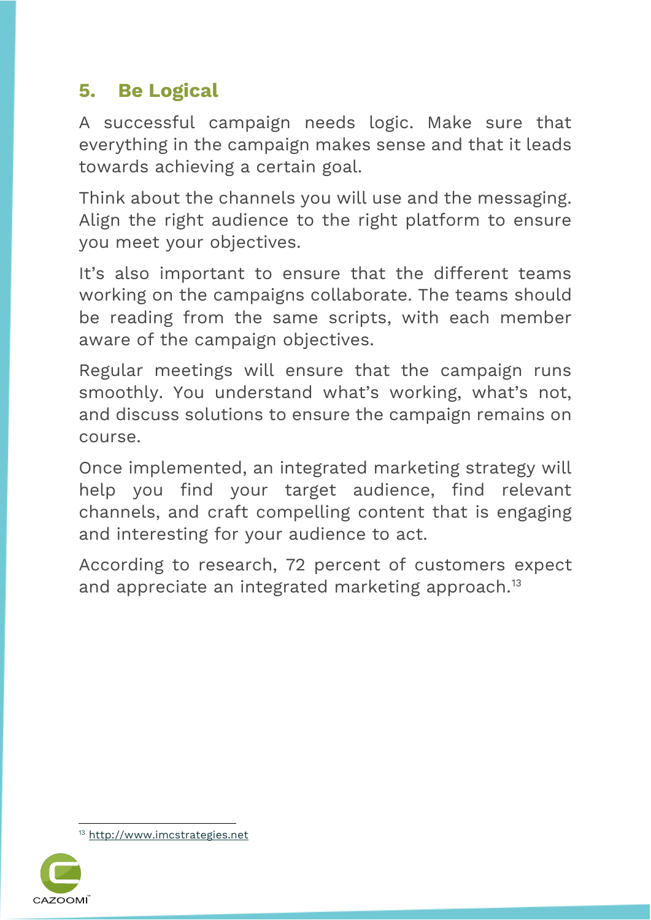## 5. Be Logical

A successful campaign needs logic. Make sure that everything in the campaign makes sense and that it leads towards achieving a certain goal.

Think about the channels you will use and the messaging. Align the right audience to the right platform to ensure you meet your objectives.

It's also important to ensure that the different teams working on the campaigns collaborate. The teams should be reading from the same scripts, with each member aware of the campaign objectives.

Regular meetings will ensure that the campaign runs smoothly. You understand what's working, what's not, and discuss solutions to ensure the campaign remains on course.

Once implemented, an integrated marketing strategy will help you find your target audience, find relevant channels, and craft compelling content that is engaging and interesting for your audience to act.

According to research, 72 percent of customers expect and appreciate an integrated marketing approach.[13]

---

[13] http://www.imcstrategies.net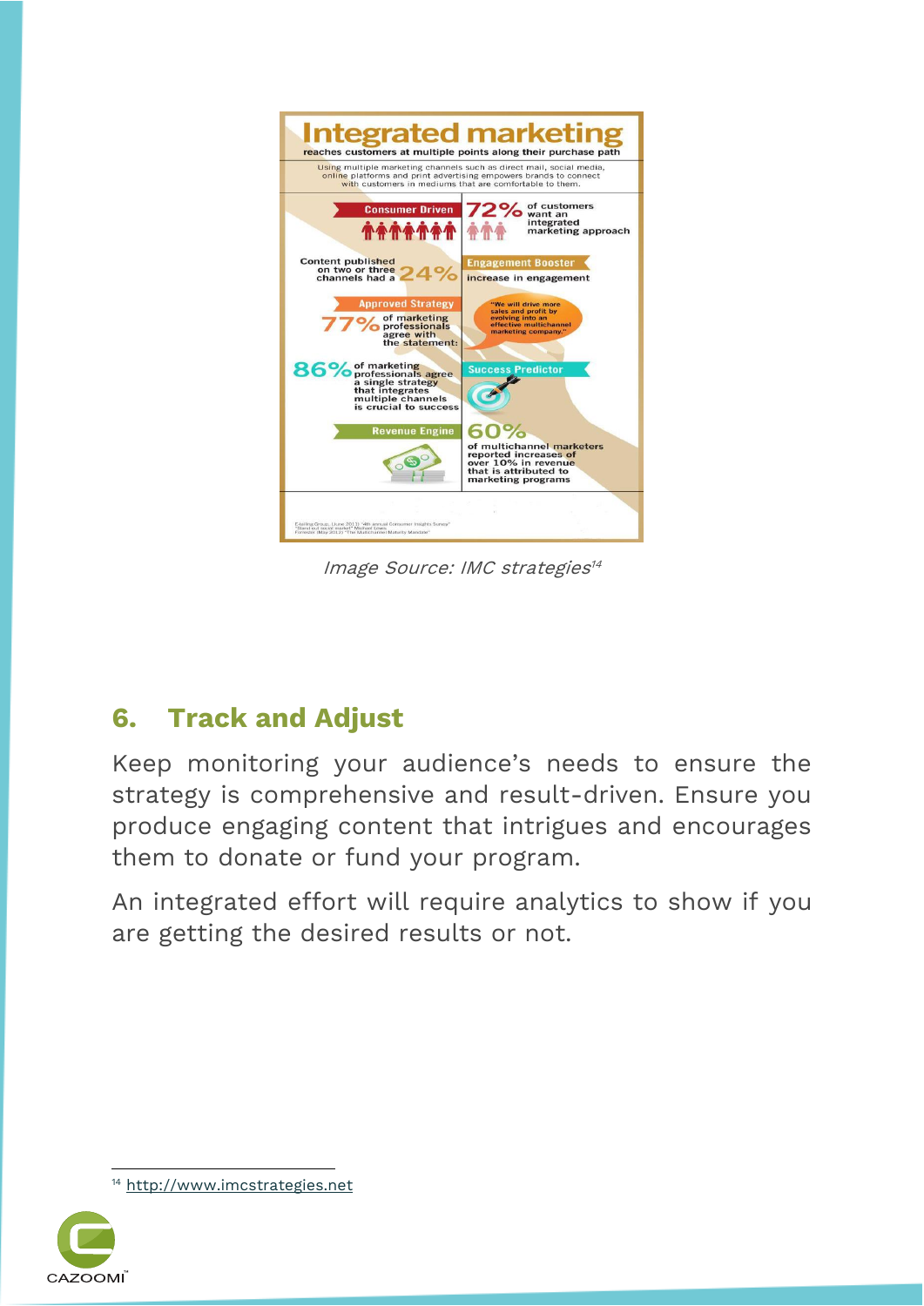**Integrated marketing**

reaches customers at multiple points along their purchase path

Using multiple marketing channels such as direct mail, social media, online platforms and print advertising empowers brands to connect with customers in mediums that are comfortable to them.

**Consumer Driven**

72% of customers want an integrated marketing approach

**Engagement Booster**

Content published on two or three channels had a 24% increase in engagement

**Approved Strategy**

77% of marketing professionals agree with the statement:

"We will drive more sales and profit by evolving into an effective multichannel marketing company."

**Success Predictor**

86% of marketing professionals agree a single strategy that integrates multiple channels is crucial to success

**Revenue Engine**

60% of multichannel marketers reported increases of over 10% in revenue that is attributed to marketing programs

*Image Source: IMC strategies*[14]

## 6. Track and Adjust

Keep monitoring your audience's needs to ensure the strategy is comprehensive and result-driven. Ensure you produce engaging content that intrigues and encourages them to donate or fund your program.

An integrated effort will require analytics to show if you are getting the desired results or not.

[14] http://www.imcstrategies.net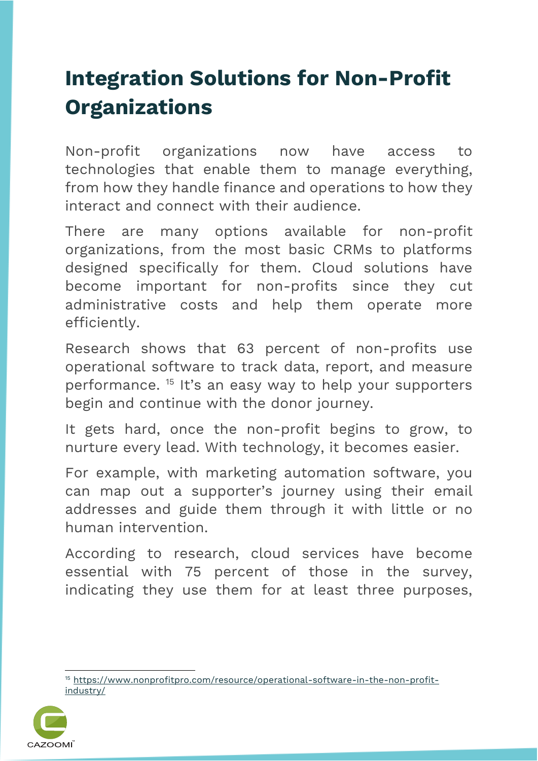# Integration Solutions for Non-Profit Organizations

Non-profit organizations now have access to technologies that enable them to manage everything, from how they handle finance and operations to how they interact and connect with their audience.

There are many options available for non-profit organizations, from the most basic CRMs to platforms designed specifically for them. Cloud solutions have become important for non-profits since they cut administrative costs and help them operate more efficiently.

Research shows that 63 percent of non-profits use operational software to track data, report, and measure performance. [15] It's an easy way to help your supporters begin and continue with the donor journey.

It gets hard, once the non-profit begins to grow, to nurture every lead. With technology, it becomes easier.

For example, with marketing automation software, you can map out a supporter's journey using their email addresses and guide them through it with little or no human intervention.

According to research, cloud services have become essential with 75 percent of those in the survey, indicating they use them for at least three purposes,

---

[15] https://www.nonprofitpro.com/resource/operational-software-in-the-non-profit-industry/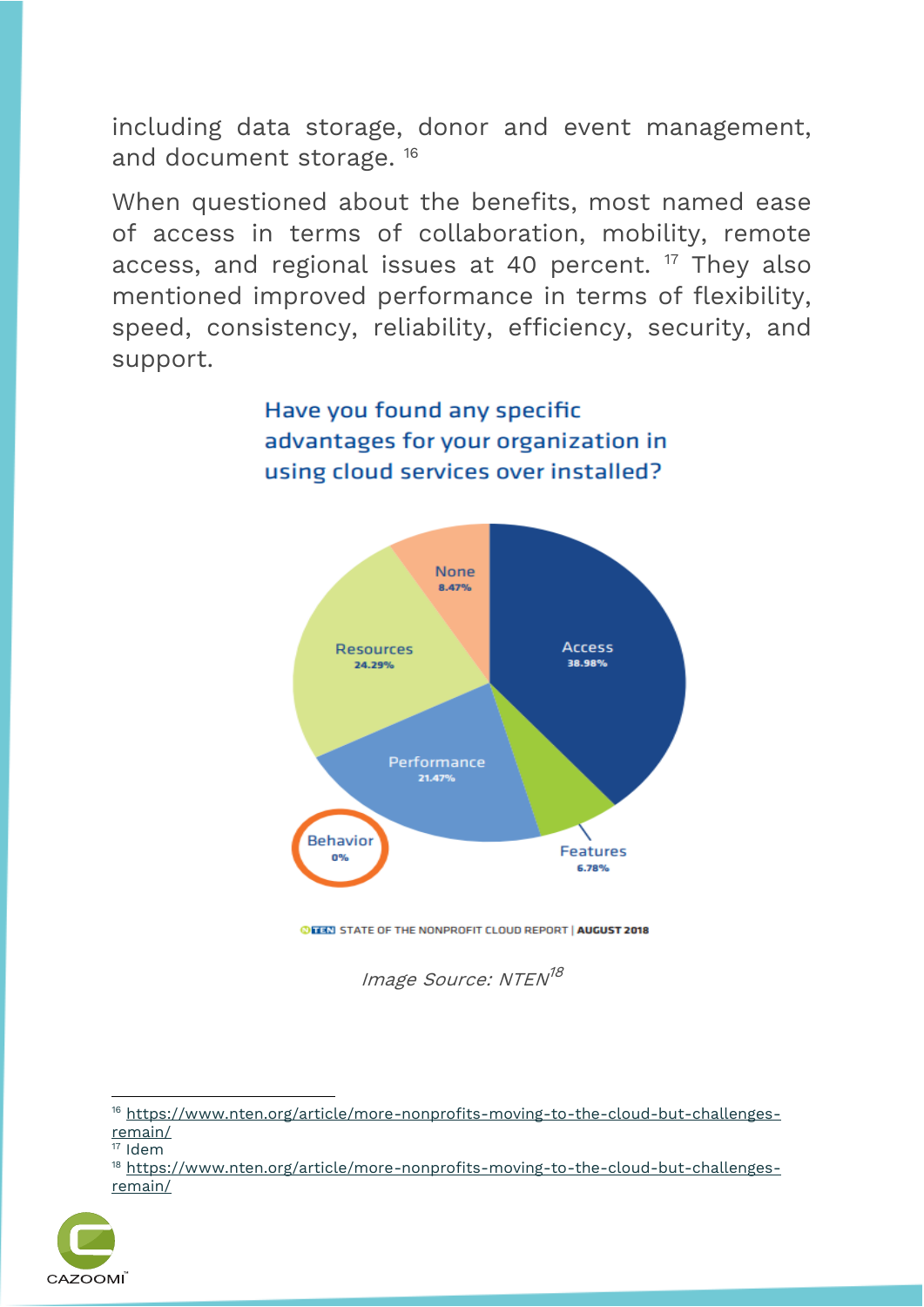including data storage, donor and event management, and document storage. [16]

When questioned about the benefits, most named ease of access in terms of collaboration, mobility, remote access, and regional issues at 40 percent. [17] They also mentioned improved performance in terms of flexibility, speed, consistency, reliability, efficiency, security, and support.

Have you found any specific advantages for your organization in using cloud services over installed?

None 8.47%

Access 38.98%

Resources 24.29%

Performance 21.47%

Behavior 0%

Features 6.78%

NTEN STATE OF THE NONPROFIT CLOUD REPORT | **AUGUST 2018**

*Image Source: NTEN*[18]

---

[16] https://www.nten.org/article/more-nonprofits-moving-to-the-cloud-but-challenges-remain/

[17] Idem

[18] https://www.nten.org/article/more-nonprofits-moving-to-the-cloud-but-challenges-remain/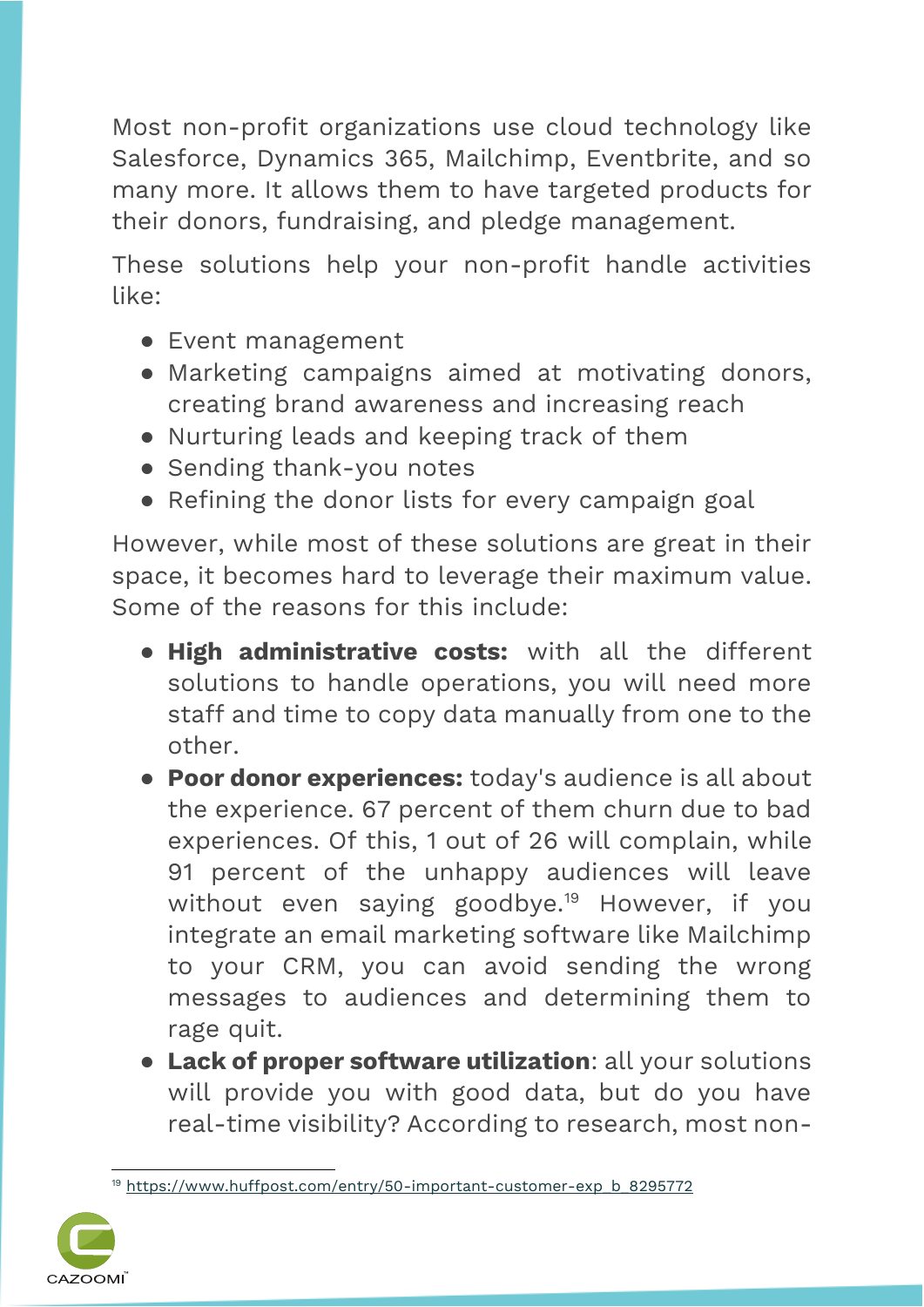Most non-profit organizations use cloud technology like Salesforce, Dynamics 365, Mailchimp, Eventbrite, and so many more. It allows them to have targeted products for their donors, fundraising, and pledge management.

These solutions help your non-profit handle activities like:

- Event management
- Marketing campaigns aimed at motivating donors, creating brand awareness and increasing reach
- Nurturing leads and keeping track of them
- Sending thank-you notes
- Refining the donor lists for every campaign goal

However, while most of these solutions are great in their space, it becomes hard to leverage their maximum value. Some of the reasons for this include:

- **High administrative costs:** with all the different solutions to handle operations, you will need more staff and time to copy data manually from one to the other.
- **Poor donor experiences:** today's audience is all about the experience. 67 percent of them churn due to bad experiences. Of this, 1 out of 26 will complain, while 91 percent of the unhappy audiences will leave without even saying goodbye.[19] However, if you integrate an email marketing software like Mailchimp to your CRM, you can avoid sending the wrong messages to audiences and determining them to rage quit.
- **Lack of proper software utilization**: all your solutions will provide you with good data, but do you have real-time visibility? According to research, most non-

[19] https://www.huffpost.com/entry/50-important-customer-exp_b_8295772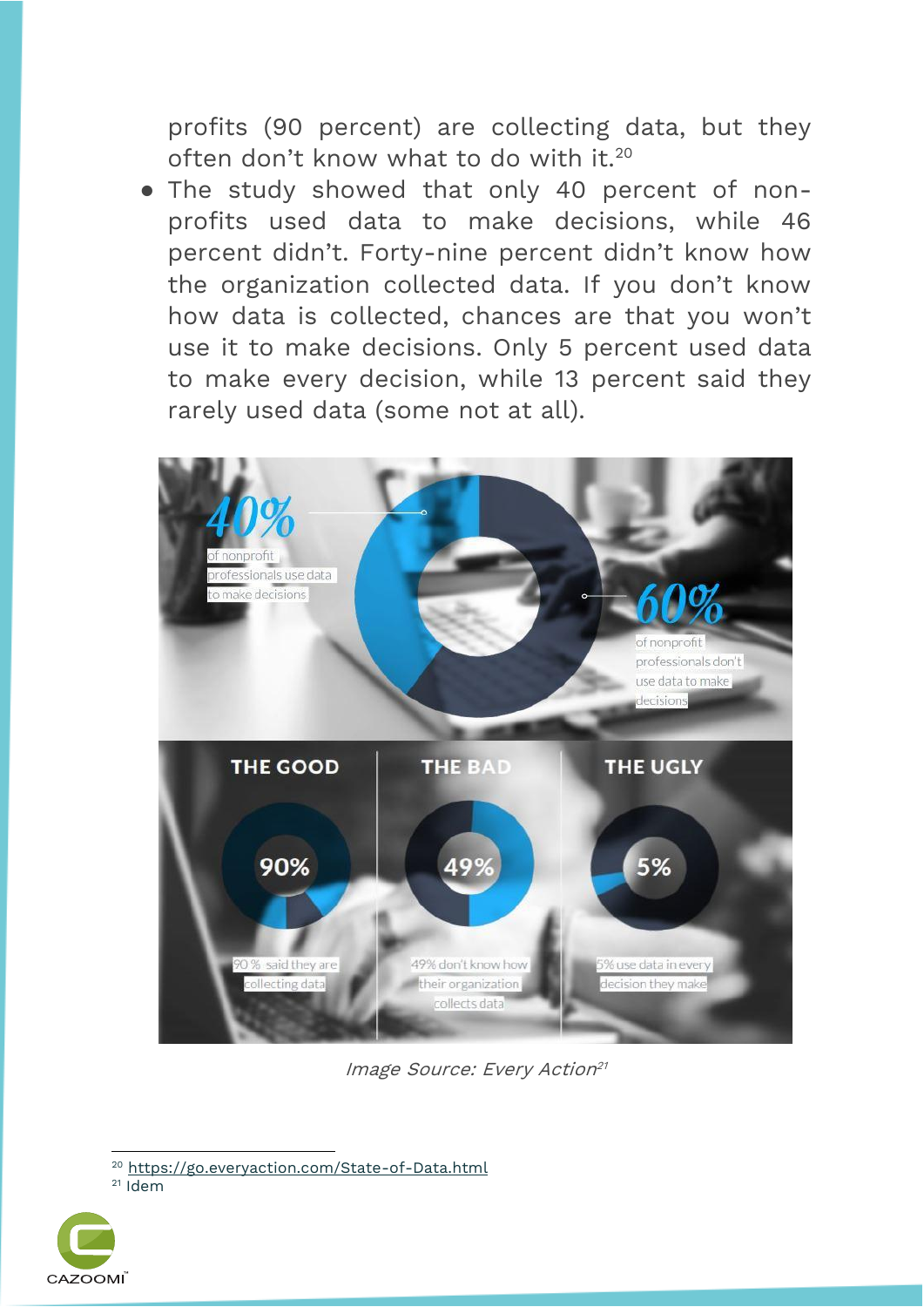profits (90 percent) are collecting data, but they often don't know what to do with it.[20]

- The study showed that only 40 percent of non-profits used data to make decisions, while 46 percent didn't. Forty-nine percent didn't know how the organization collected data. If you don't know how data is collected, chances are that you won't use it to make decisions. Only 5 percent used data to make every decision, while 13 percent said they rarely used data (some not at all).

40% of nonprofit professionals use data to make decisions

60% of nonprofit professionals don't use data to make decisions

| THE GOOD | THE BAD | THE UGLY |
| --- | --- | --- |
| 90% | 49% | 5% |
| 90 % said they are collecting data | 49% don't know how their organization collects data | 5% use data in every decision they make |

*Image Source: Every Action[21]*

---

[20] https://go.everyaction.com/State-of-Data.html

[21] Idem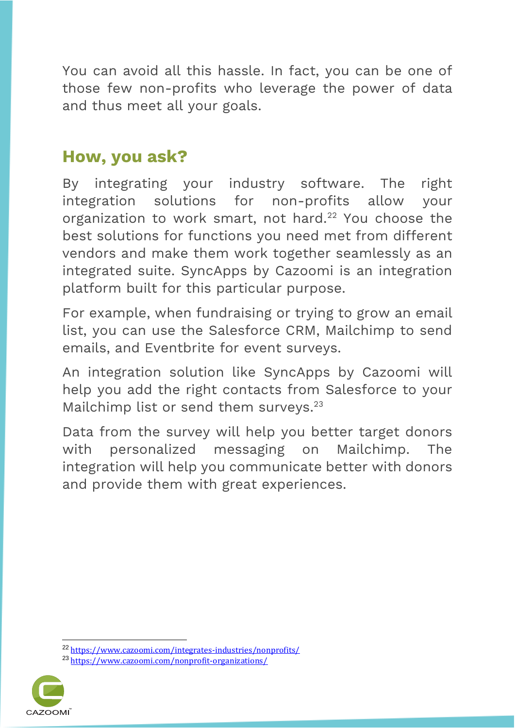You can avoid all this hassle. In fact, you can be one of those few non-profits who leverage the power of data and thus meet all your goals.

## How, you ask?

By integrating your industry software. The right integration solutions for non-profits allow your organization to work smart, not hard.[22] You choose the best solutions for functions you need met from different vendors and make them work together seamlessly as an integrated suite. SyncApps by Cazoomi is an integration platform built for this particular purpose.

For example, when fundraising or trying to grow an email list, you can use the Salesforce CRM, Mailchimp to send emails, and Eventbrite for event surveys.

An integration solution like SyncApps by Cazoomi will help you add the right contacts from Salesforce to your Mailchimp list or send them surveys.[23]

Data from the survey will help you better target donors with personalized messaging on Mailchimp. The integration will help you communicate better with donors and provide them with great experiences.

---

[22] https://www.cazoomi.com/integrates-industries/nonprofits/

[23] https://www.cazoomi.com/nonprofit-organizations/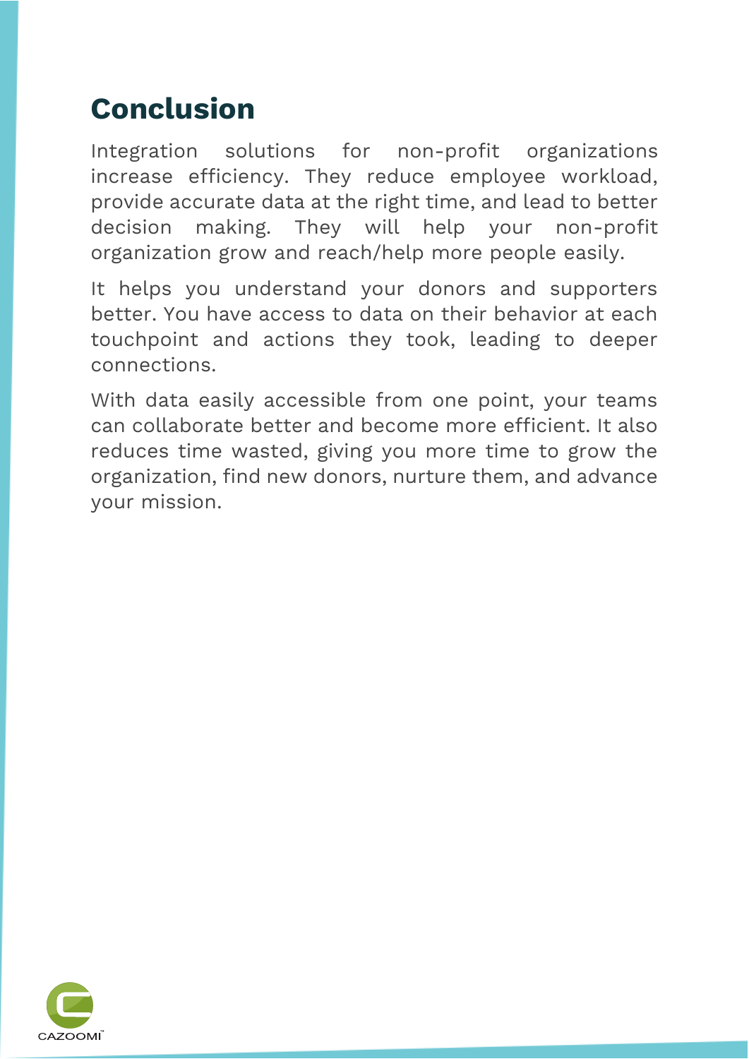## Conclusion

Integration solutions for non-profit organizations increase efficiency. They reduce employee workload, provide accurate data at the right time, and lead to better decision making. They will help your non-profit organization grow and reach/help more people easily.

It helps you understand your donors and supporters better. You have access to data on their behavior at each touchpoint and actions they took, leading to deeper connections.

With data easily accessible from one point, your teams can collaborate better and become more efficient. It also reduces time wasted, giving you more time to grow the organization, find new donors, nurture them, and advance your mission.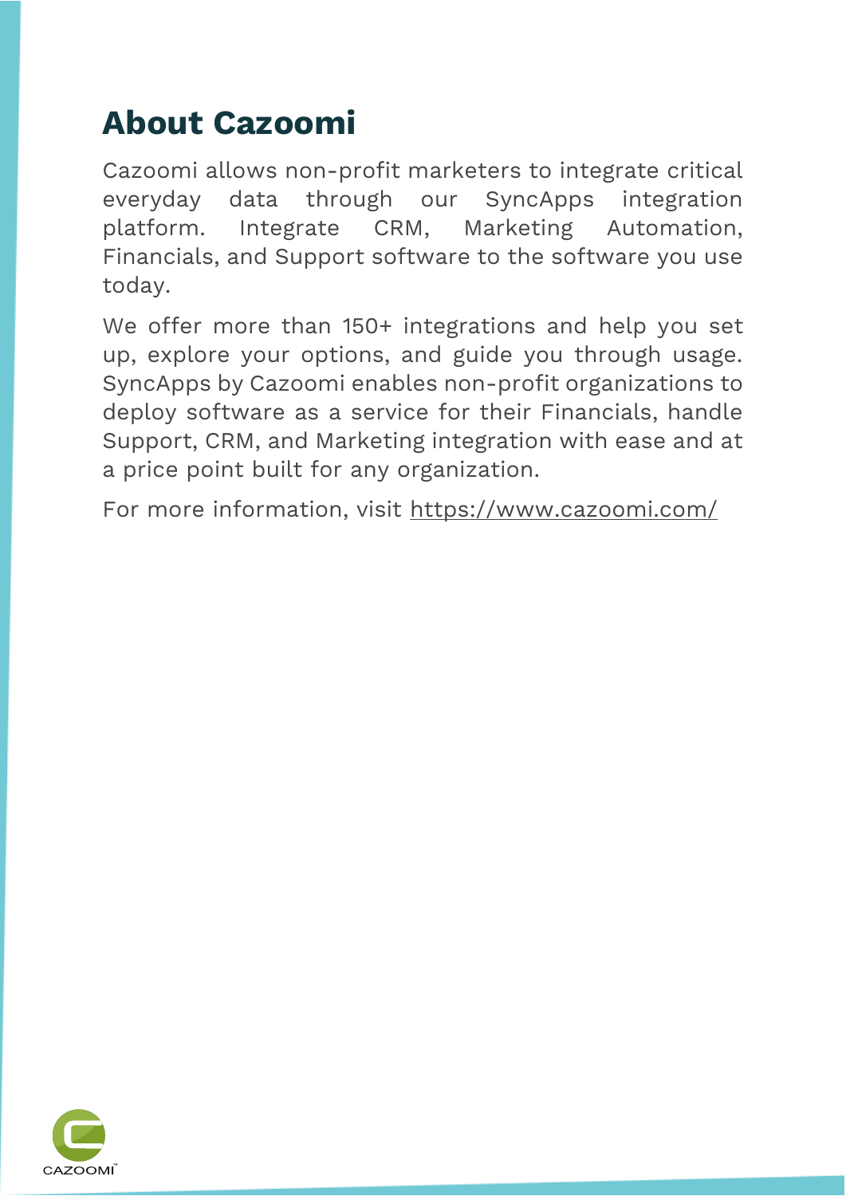## About Cazoomi

Cazoomi allows non-profit marketers to integrate critical everyday data through our SyncApps integration platform. Integrate CRM, Marketing Automation, Financials, and Support software to the software you use today.

We offer more than 150+ integrations and help you set up, explore your options, and guide you through usage. SyncApps by Cazoomi enables non-profit organizations to deploy software as a service for their Financials, handle Support, CRM, and Marketing integration with ease and at a price point built for any organization.

For more information, visit https://www.cazoomi.com/